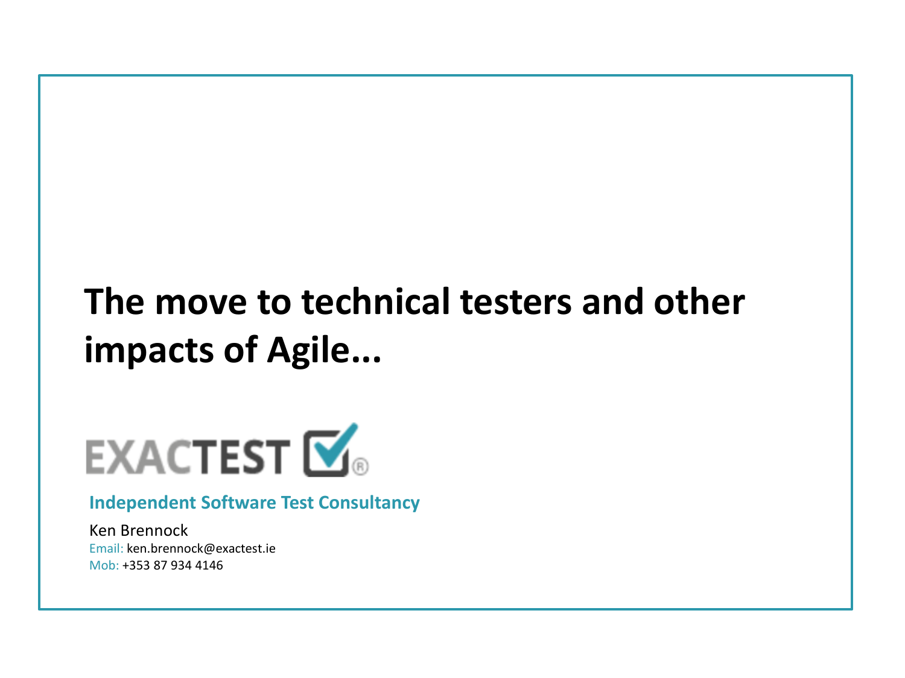# The move to technical testers and other impacts of Agile...

EXACTEST

**Independent Software Test Consultancy**

Ken Brennock
Email: ken.brennock@exactest.ie
Mob: +353 87 934 4146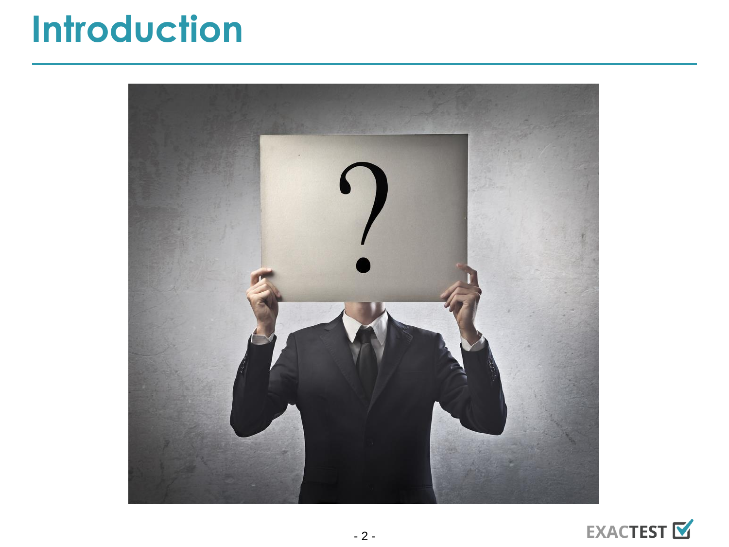# Introduction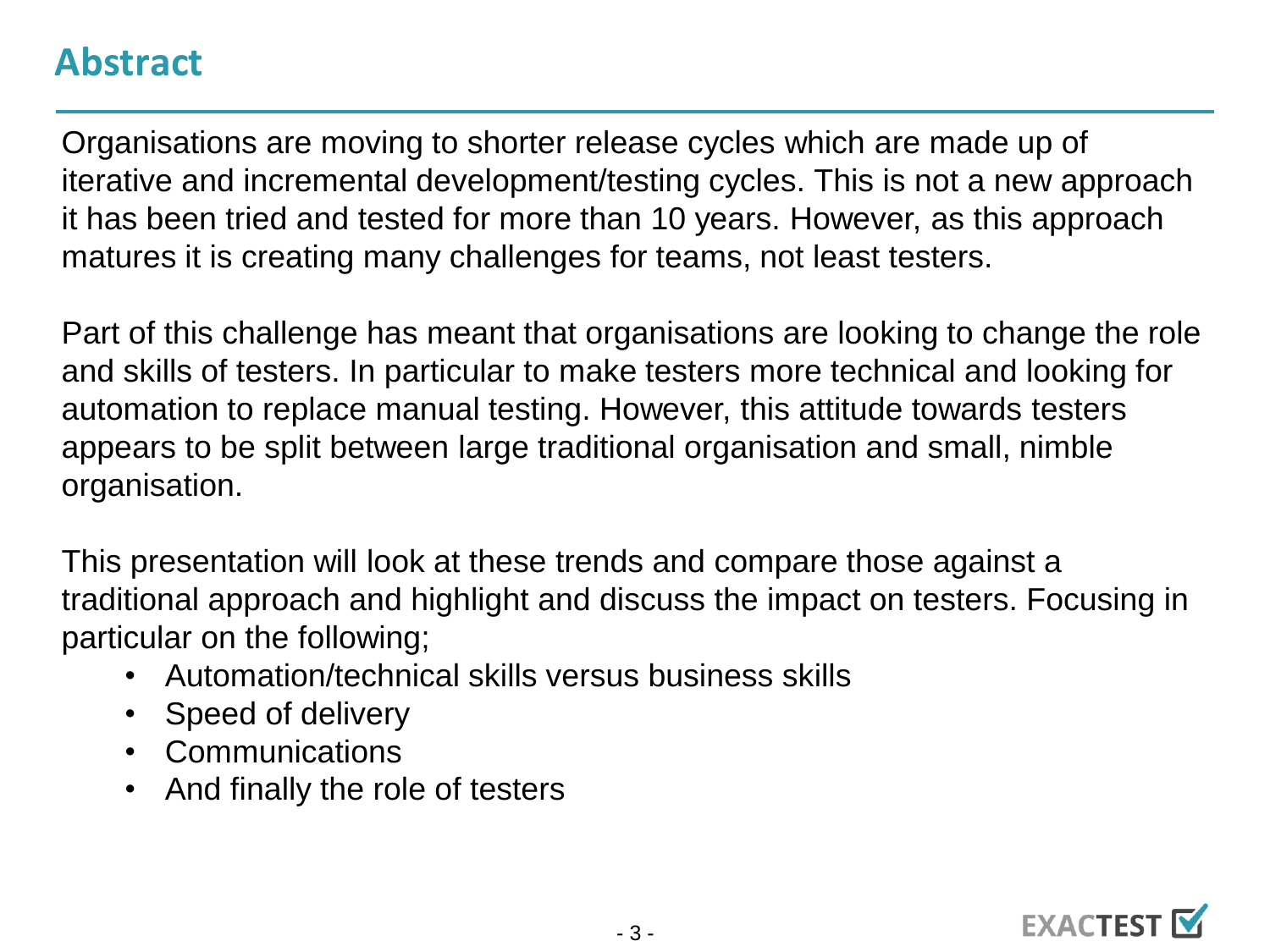## Abstract

Organisations are moving to shorter release cycles which are made up of iterative and incremental development/testing cycles. This is not a new approach it has been tried and tested for more than 10 years. However, as this approach matures it is creating many challenges for teams, not least testers.

Part of this challenge has meant that organisations are looking to change the role and skills of testers. In particular to make testers more technical and looking for automation to replace manual testing. However, this attitude towards testers appears to be split between large traditional organisation and small, nimble organisation.

This presentation will look at these trends and compare those against a traditional approach and highlight and discuss the impact on testers. Focusing in particular on the following;

- Automation/technical skills versus business skills
- Speed of delivery
- Communications
- And finally the role of testers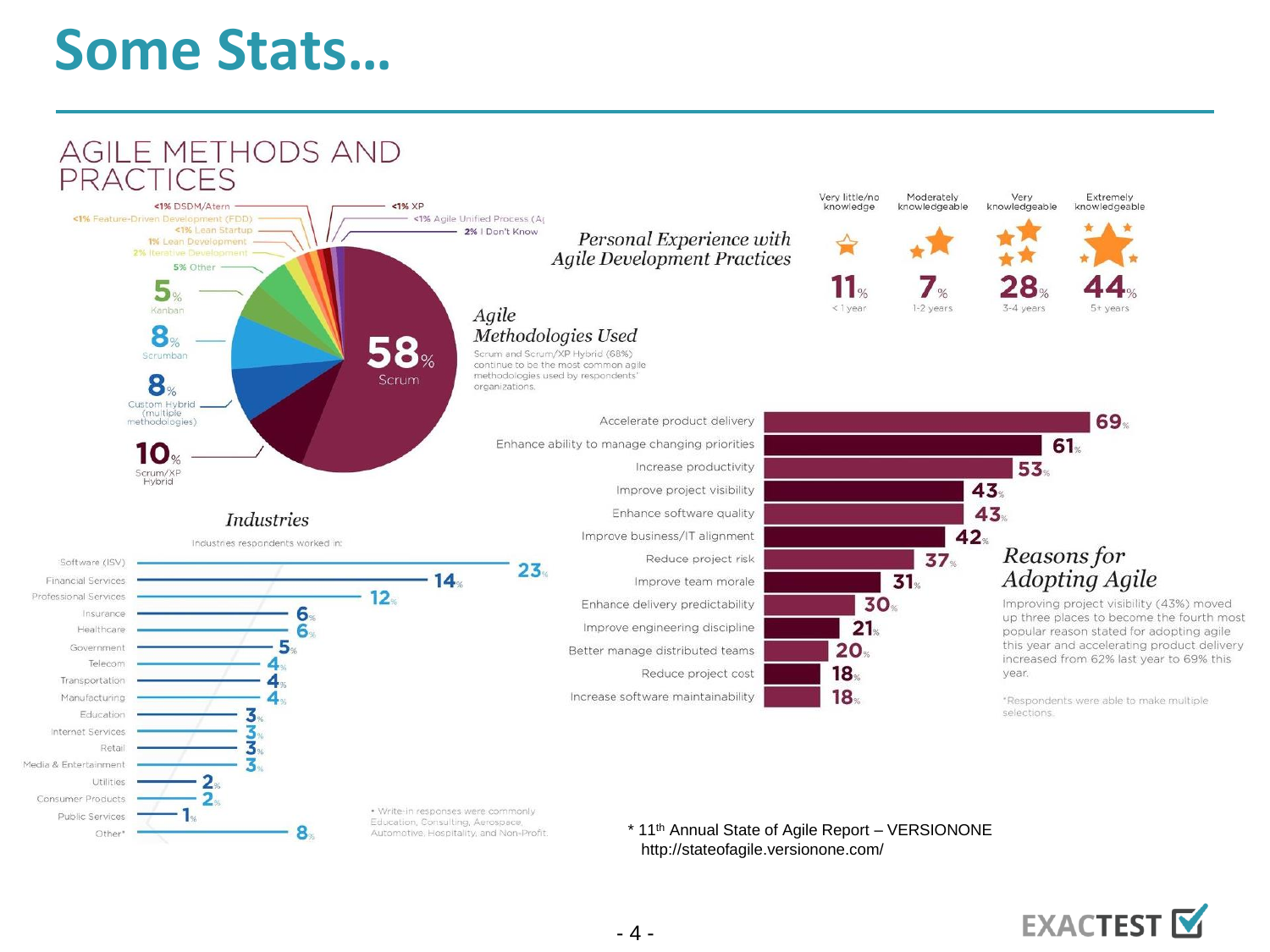# Some Stats…

## AGILE METHODS AND PRACTICES

### Agile Methodologies Used

Scrum and Scrum/XP Hybrid (68%) continue to be the most common agile methodologies used by respondents' organizations.

| Methodology | % |
|---|---|
| Scrum | 58% |
| Scrum/XP Hybrid | 10% |
| Custom Hybrid (multiple methodologies) | 8% |
| Scrumban | 8% |
| Kanban | 5% |
| Other | 5% |
| Iterative Development | 2% |
| I Don't Know | 2% |
| Lean Development | 1% |
| Lean Startup | <1% |
| Feature-Driven Development (FDD) | <1% |
| DSDM/Atern | <1% |
| XP | <1% |
| Agile Unified Process (A… | <1% |

### Personal Experience with Agile Development Practices

| Very little/no knowledge | Moderately knowledgeable | Very knowledgeable | Extremely knowledgeable |
|---|---|---|---|
| 11% | 7% | 28% | 44% |
| < 1 year | 1-2 years | 3-4 years | 5+ years |

### Industries

Industries respondents worked in:

| Industry | % |
|---|---|
| Software (ISV) | 23% |
| Financial Services | 14% |
| Professional Services | 12% |
| Insurance | 6% |
| Healthcare | 6% |
| Government | 5% |
| Telecom | 4% |
| Transportation | 4% |
| Manufacturing | 4% |
| Education | 3% |
| Internet Services | 3% |
| Retail | 3% |
| Media & Entertainment | 3% |
| Utilities | 2% |
| Consumer Products | 2% |
| Public Services | 1% |
| Other* | 8% |

* Write-in responses were commonly Education, Consulting, Aerospace, Automotive, Hospitality, and Non-Profit.

### Reasons for Adopting Agile

| Reason | % |
|---|---|
| Accelerate product delivery | 69% |
| Enhance ability to manage changing priorities | 61% |
| Increase productivity | 53% |
| Improve project visibility | 43% |
| Enhance software quality | 43% |
| Improve business/IT alignment | 42% |
| Reduce project risk | 37% |
| Improve team morale | 31% |
| Enhance delivery predictability | 30% |
| Improve engineering discipline | 21% |
| Better manage distributed teams | 20% |
| Reduce project cost | 18% |
| Increase software maintainability | 18% |

Improving project visibility (43%) moved up three places to become the fourth most popular reason stated for adopting agile this year and accelerating product delivery increased from 62% last year to 69% this year.

*Respondents were able to make multiple selections.

* 11th Annual State of Agile Report – VERSIONONE
http://stateofagile.versionone.com/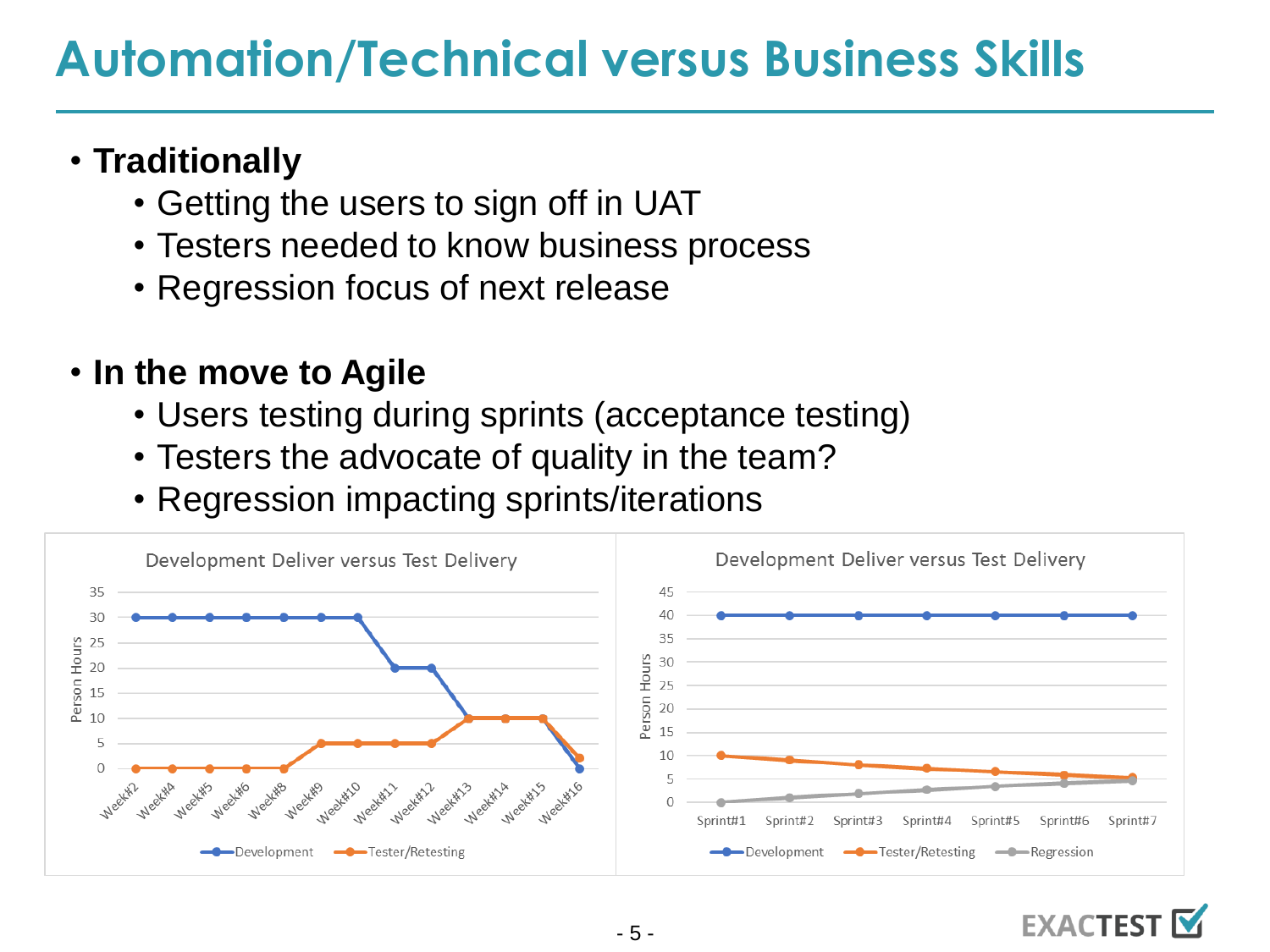# Automation/Technical versus Business Skills

- **Traditionally**
  - Getting the users to sign off in UAT
  - Testers needed to know business process
  - Regression focus of next release
- **In the move to Agile**
  - Users testing during sprints (acceptance testing)
  - Testers the advocate of quality in the team?
  - Regression impacting sprints/iterations

**Development Deliver versus Test Delivery** (Person Hours)

| | Week#2 | Week#4 | Week#5 | Week#6 | Week#8 | Week#9 | Week#10 | Week#11 | Week#12 | Week#13 | Week#14 | Week#15 | Week#16 |
|---|---|---|---|---|---|---|---|---|---|---|---|---|---|
| Development | 30 | 30 | 30 | 30 | 30 | 30 | 30 | 20 | 20 | 10 | 10 | 10 | 0 |
| Tester/Retesting | 0 | 0 | 0 | 0 | 0 | 5 | 5 | 5 | 5 | 10 | 10 | 10 | 2 |

**Development Deliver versus Test Delivery** (Person Hours)

| | Sprint#1 | Sprint#2 | Sprint#3 | Sprint#4 | Sprint#5 | Sprint#6 | Sprint#7 |
|---|---|---|---|---|---|---|---|
| Development | 40 | 40 | 40 | 40 | 40 | 40 | 40 |
| Tester/Retesting | 10 | 9 | 8 | 7.2 | 6.5 | 5.8 | 5.2 |
| Regression | 0 | 1 | 1.8 | 2.7 | 3.4 | 4 | 4.6 |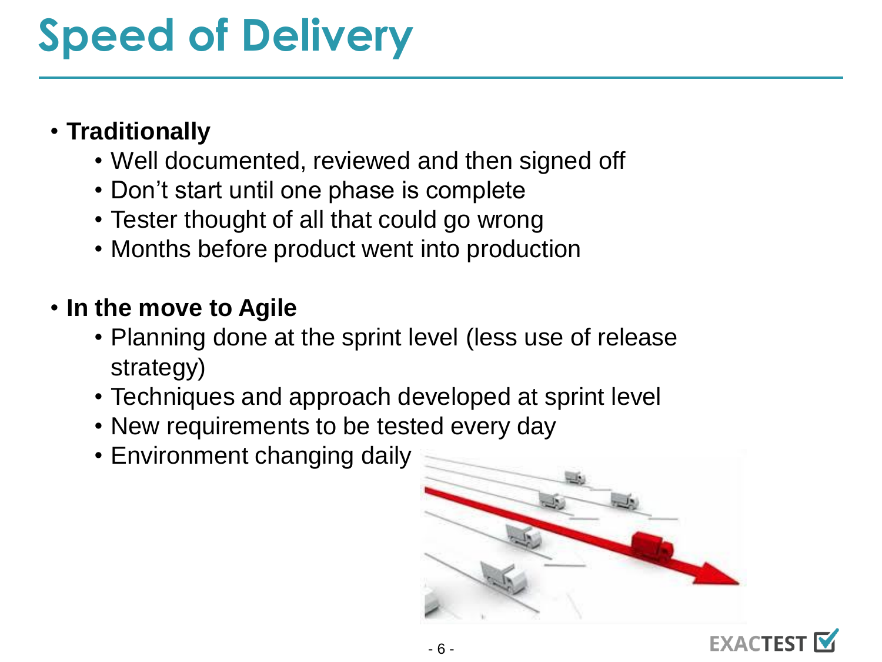# Speed of Delivery

- **Traditionally**
  - Well documented, reviewed and then signed off
  - Don't start until one phase is complete
  - Tester thought of all that could go wrong
  - Months before product went into production

- **In the move to Agile**
  - Planning done at the sprint level (less use of release strategy)
  - Techniques and approach developed at sprint level
  - New requirements to be tested every day
  - Environment changing daily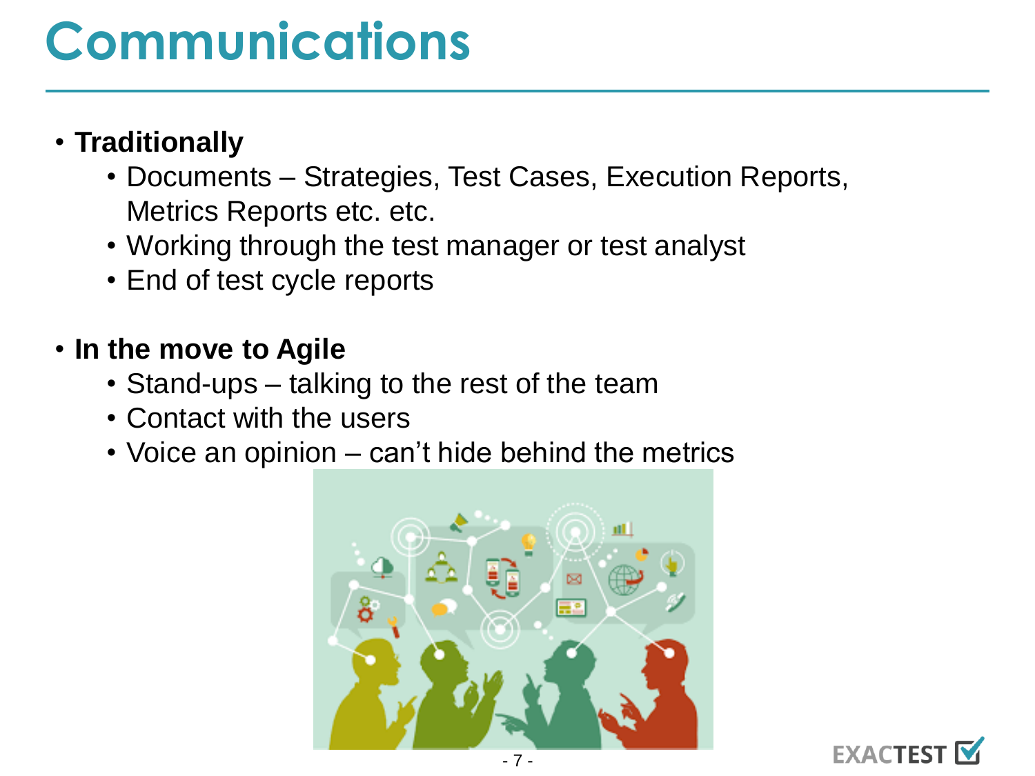# Communications

- **Traditionally**
  - Documents – Strategies, Test Cases, Execution Reports, Metrics Reports etc. etc.
  - Working through the test manager or test analyst
  - End of test cycle reports

- **In the move to Agile**
  - Stand-ups – talking to the rest of the team
  - Contact with the users
  - Voice an opinion – can't hide behind the metrics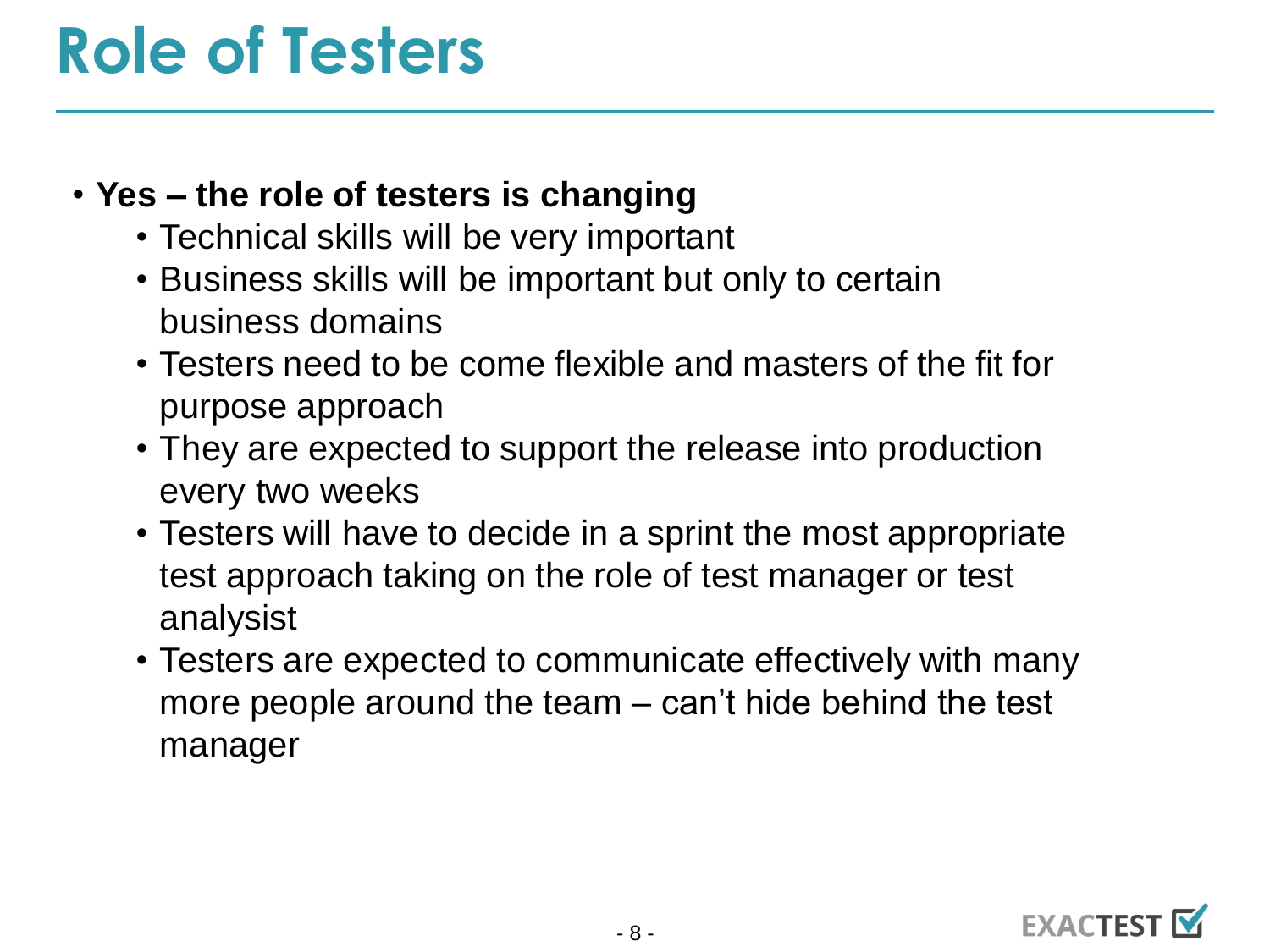# Role of Testers

- **Yes – the role of testers is changing**
  - Technical skills will be very important
  - Business skills will be important but only to certain business domains
  - Testers need to be come flexible and masters of the fit for purpose approach
  - They are expected to support the release into production every two weeks
  - Testers will have to decide in a sprint the most appropriate test approach taking on the role of test manager or test analysist
  - Testers are expected to communicate effectively with many more people around the team – can't hide behind the test manager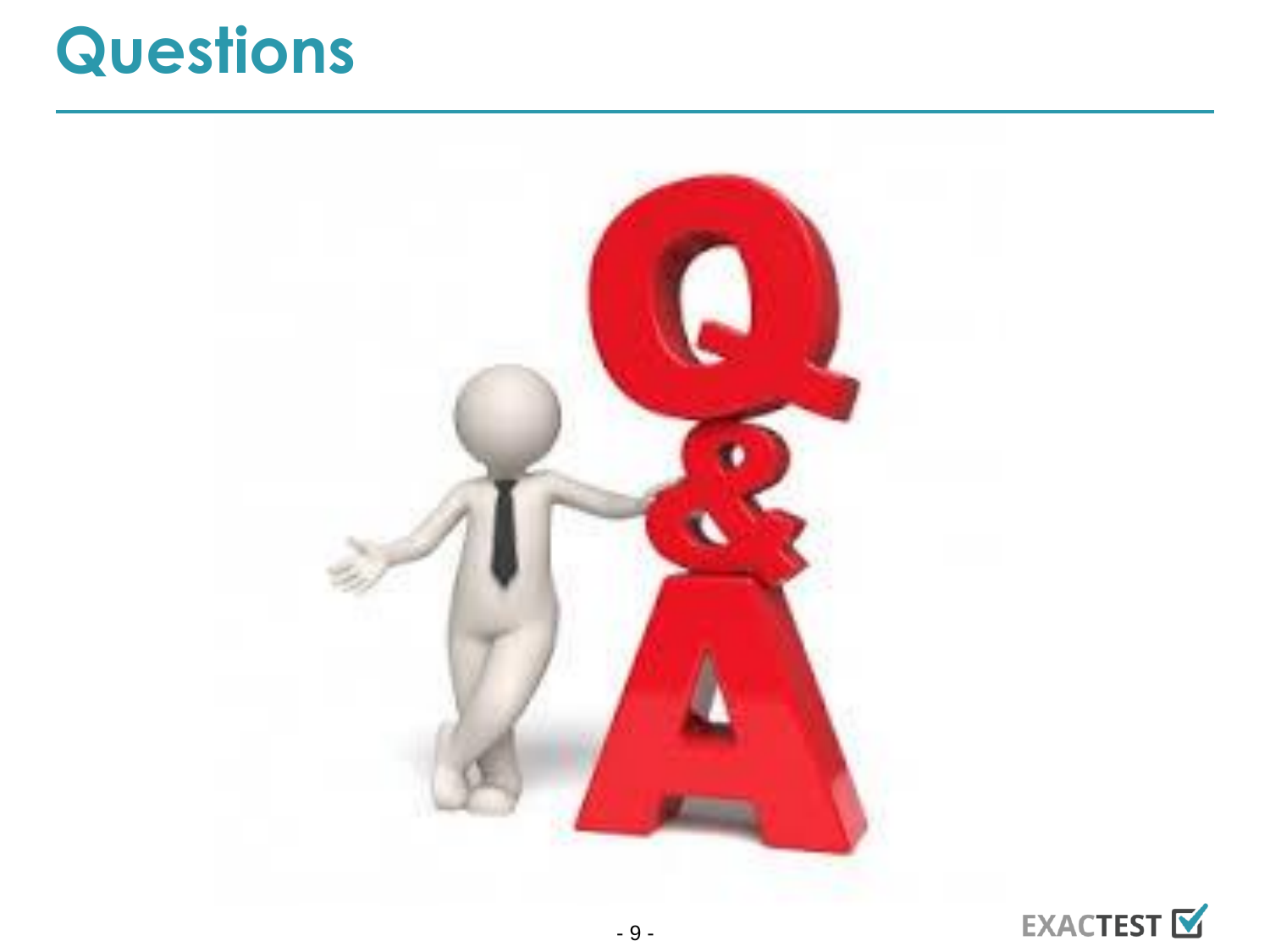# Questions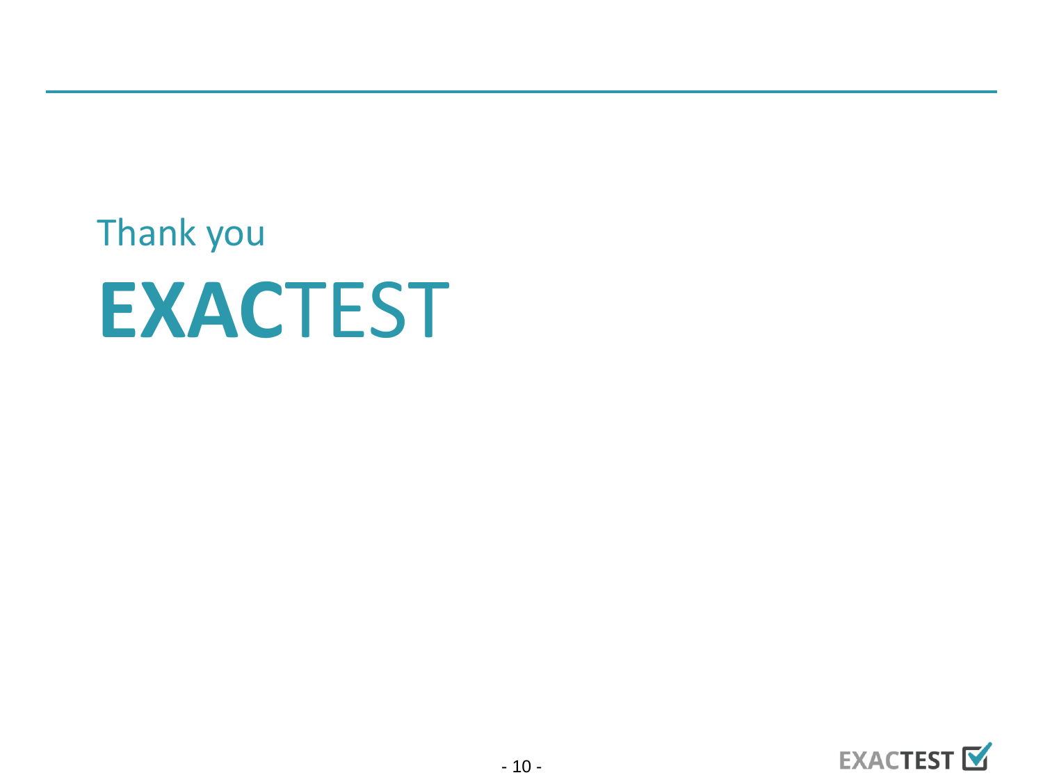Thank you

# **EXAC**TEST